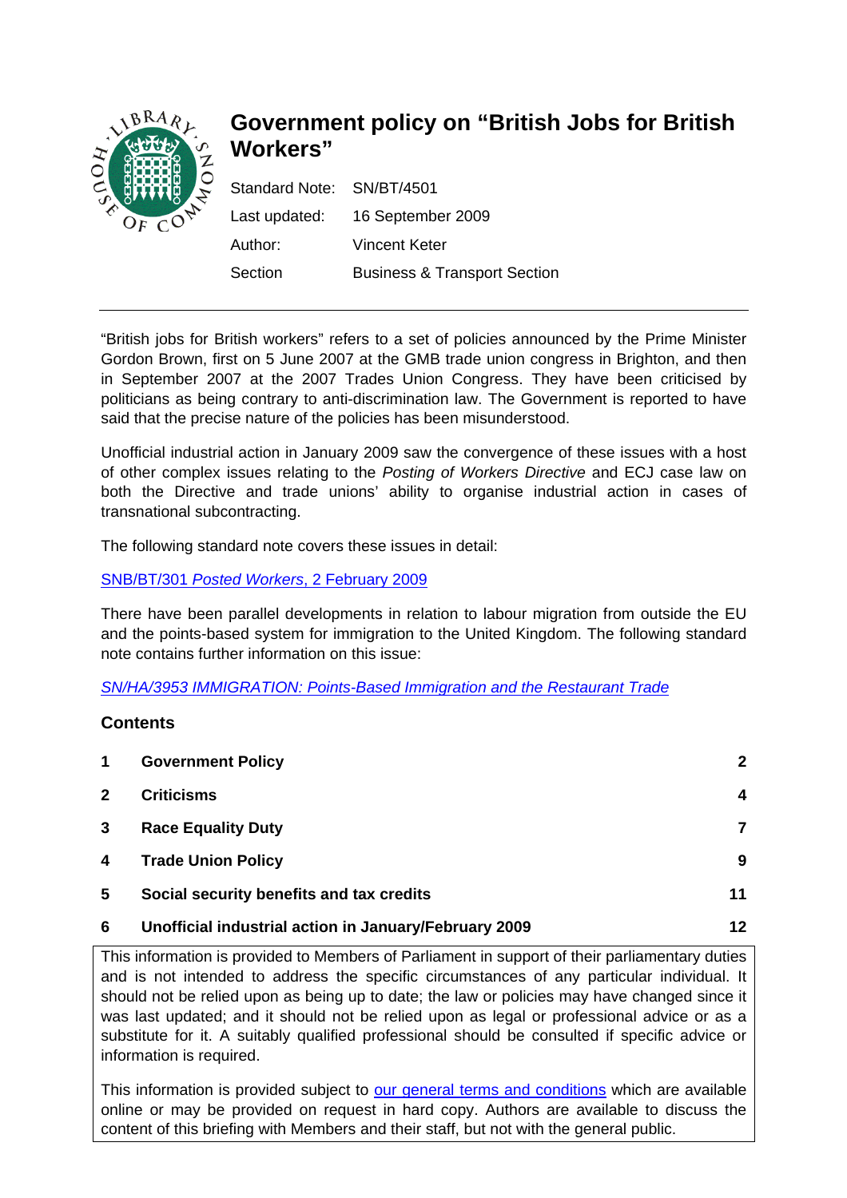# Government policy on "British Jobs for British Workers"

| | |
|---|---|
| Standard Note: | SN/BT/4501 |
| Last updated: | 16 September 2009 |
| Author: | Vincent Keter |
| Section | Business & Transport Section |

---

"British jobs for British workers" refers to a set of policies announced by the Prime Minister Gordon Brown, first on 5 June 2007 at the GMB trade union congress in Brighton, and then in September 2007 at the 2007 Trades Union Congress. They have been criticised by politicians as being contrary to anti-discrimination law. The Government is reported to have said that the precise nature of the policies has been misunderstood.

Unofficial industrial action in January 2009 saw the convergence of these issues with a host of other complex issues relating to the *Posting of Workers Directive* and ECJ case law on both the Directive and trade unions' ability to organise industrial action in cases of transnational subcontracting.

The following standard note covers these issues in detail:

SNB/BT/301 *Posted Workers*, 2 February 2009

There have been parallel developments in relation to labour migration from outside the EU and the points-based system for immigration to the United Kingdom. The following standard note contains further information on this issue:

*SN/HA/3953 IMMIGRATION: Points-Based Immigration and the Restaurant Trade*

## Contents

| | | |
|---|---|---|
| **1** | **Government Policy** | **2** |
| **2** | **Criticisms** | **4** |
| **3** | **Race Equality Duty** | **7** |
| **4** | **Trade Union Policy** | **9** |
| **5** | **Social security benefits and tax credits** | **11** |
| **6** | **Unofficial industrial action in January/February 2009** | **12** |

This information is provided to Members of Parliament in support of their parliamentary duties and is not intended to address the specific circumstances of any particular individual. It should not be relied upon as being up to date; the law or policies may have changed since it was last updated; and it should not be relied upon as legal or professional advice or as a substitute for it. A suitably qualified professional should be consulted if specific advice or information is required.

This information is provided subject to our general terms and conditions which are available online or may be provided on request in hard copy. Authors are available to discuss the content of this briefing with Members and their staff, but not with the general public.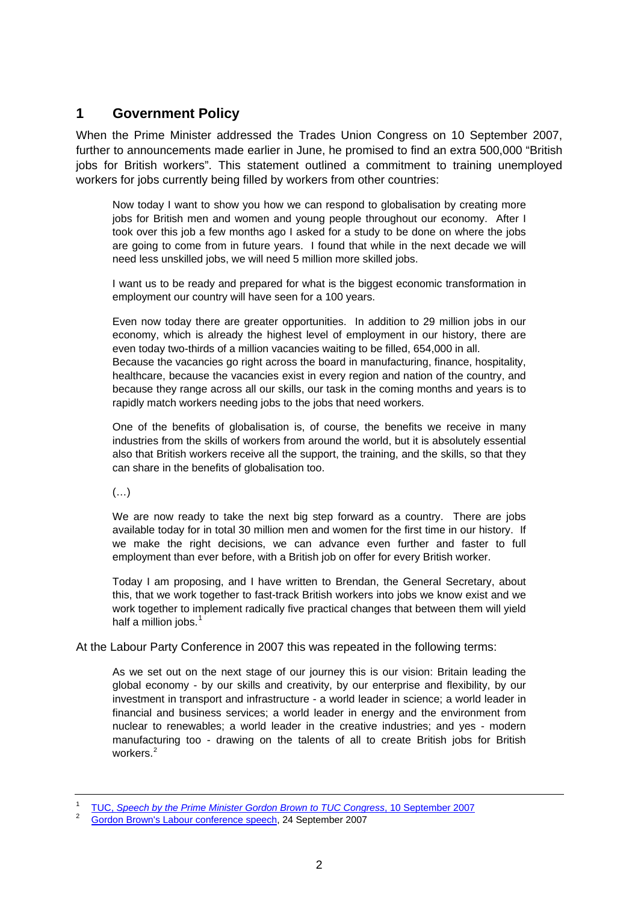## 1 Government Policy

When the Prime Minister addressed the Trades Union Congress on 10 September 2007, further to announcements made earlier in June, he promised to find an extra 500,000 "British jobs for British workers". This statement outlined a commitment to training unemployed workers for jobs currently being filled by workers from other countries:

> Now today I want to show you how we can respond to globalisation by creating more jobs for British men and women and young people throughout our economy. After I took over this job a few months ago I asked for a study to be done on where the jobs are going to come from in future years. I found that while in the next decade we will need less unskilled jobs, we will need 5 million more skilled jobs.
>
> I want us to be ready and prepared for what is the biggest economic transformation in employment our country will have seen for a 100 years.
>
> Even now today there are greater opportunities. In addition to 29 million jobs in our economy, which is already the highest level of employment in our history, there are even today two-thirds of a million vacancies waiting to be filled, 654,000 in all. Because the vacancies go right across the board in manufacturing, finance, hospitality, healthcare, because the vacancies exist in every region and nation of the country, and because they range across all our skills, our task in the coming months and years is to rapidly match workers needing jobs to the jobs that need workers.
>
> One of the benefits of globalisation is, of course, the benefits we receive in many industries from the skills of workers from around the world, but it is absolutely essential also that British workers receive all the support, the training, and the skills, so that they can share in the benefits of globalisation too.
>
> (…)
>
> We are now ready to take the next big step forward as a country. There are jobs available today for in total 30 million men and women for the first time in our history. If we make the right decisions, we can advance even further and faster to full employment than ever before, with a British job on offer for every British worker.
>
> Today I am proposing, and I have written to Brendan, the General Secretary, about this, that we work together to fast-track British workers into jobs we know exist and we work together to implement radically five practical changes that between them will yield half a million jobs.[1]

At the Labour Party Conference in 2007 this was repeated in the following terms:

> As we set out on the next stage of our journey this is our vision: Britain leading the global economy - by our skills and creativity, by our enterprise and flexibility, by our investment in transport and infrastructure - a world leader in science; a world leader in financial and business services; a world leader in energy and the environment from nuclear to renewables; a world leader in the creative industries; and yes - modern manufacturing too - drawing on the talents of all to create British jobs for British workers.[2]

---

[1] TUC, *Speech by the Prime Minister Gordon Brown to TUC Congress*, 10 September 2007

[2] Gordon Brown's Labour conference speech, 24 September 2007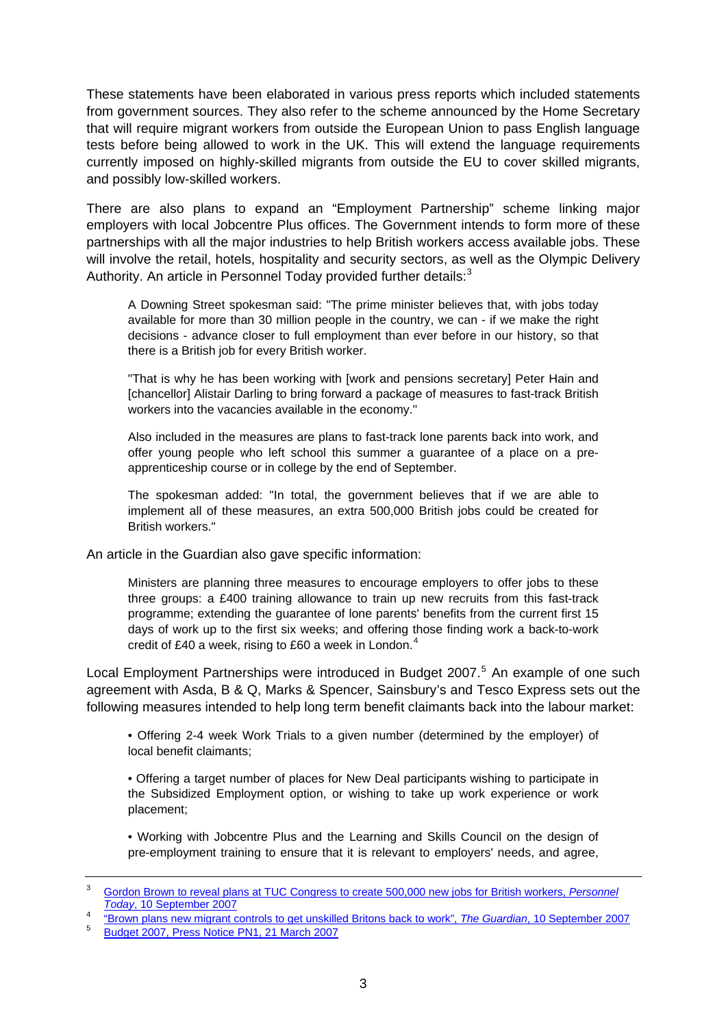These statements have been elaborated in various press reports which included statements from government sources. They also refer to the scheme announced by the Home Secretary that will require migrant workers from outside the European Union to pass English language tests before being allowed to work in the UK. This will extend the language requirements currently imposed on highly-skilled migrants from outside the EU to cover skilled migrants, and possibly low-skilled workers.

There are also plans to expand an "Employment Partnership" scheme linking major employers with local Jobcentre Plus offices. The Government intends to form more of these partnerships with all the major industries to help British workers access available jobs. These will involve the retail, hotels, hospitality and security sectors, as well as the Olympic Delivery Authority. An article in Personnel Today provided further details:[3]

> A Downing Street spokesman said: "The prime minister believes that, with jobs today available for more than 30 million people in the country, we can - if we make the right decisions - advance closer to full employment than ever before in our history, so that there is a British job for every British worker.
>
> "That is why he has been working with [work and pensions secretary] Peter Hain and [chancellor] Alistair Darling to bring forward a package of measures to fast-track British workers into the vacancies available in the economy."
>
> Also included in the measures are plans to fast-track lone parents back into work, and offer young people who left school this summer a guarantee of a place on a pre-apprenticeship course or in college by the end of September.
>
> The spokesman added: "In total, the government believes that if we are able to implement all of these measures, an extra 500,000 British jobs could be created for British workers."

An article in the Guardian also gave specific information:

> Ministers are planning three measures to encourage employers to offer jobs to these three groups: a £400 training allowance to train up new recruits from this fast-track programme; extending the guarantee of lone parents' benefits from the current first 15 days of work up to the first six weeks; and offering those finding work a back-to-work credit of £40 a week, rising to £60 a week in London.[4]

Local Employment Partnerships were introduced in Budget 2007.[5] An example of one such agreement with Asda, B & Q, Marks & Spencer, Sainsbury's and Tesco Express sets out the following measures intended to help long term benefit claimants back into the labour market:

> • Offering 2-4 week Work Trials to a given number (determined by the employer) of local benefit claimants;
>
> • Offering a target number of places for New Deal participants wishing to participate in the Subsidized Employment option, or wishing to take up work experience or work placement;
>
> • Working with Jobcentre Plus and the Learning and Skills Council on the design of pre-employment training to ensure that it is relevant to employers' needs, and agree,

---

[3] Gordon Brown to reveal plans at TUC Congress to create 500,000 new jobs for British workers, *Personnel Today*, 10 September 2007

[4] "Brown plans new migrant controls to get unskilled Britons back to work", *The Guardian*, 10 September 2007

[5] Budget 2007, Press Notice PN1, 21 March 2007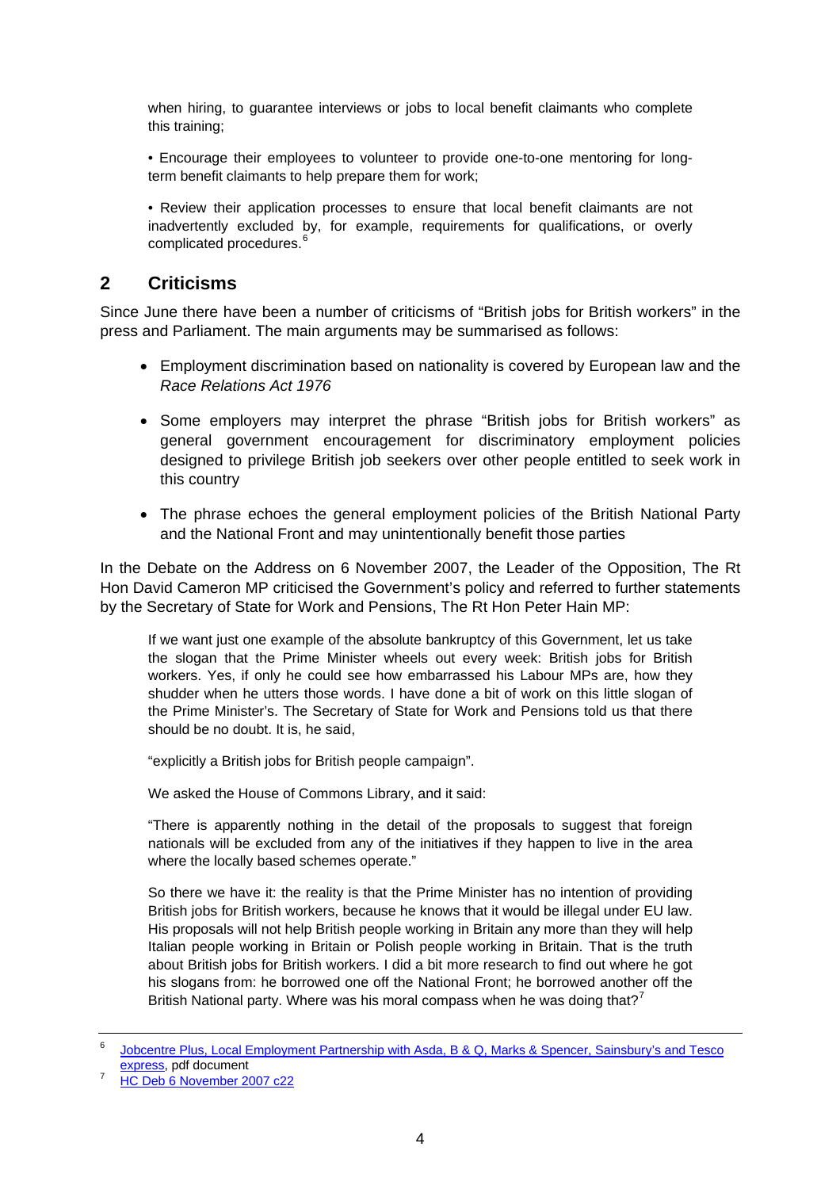when hiring, to guarantee interviews or jobs to local benefit claimants who complete this training;

• Encourage their employees to volunteer to provide one-to-one mentoring for long-term benefit claimants to help prepare them for work;

• Review their application processes to ensure that local benefit claimants are not inadvertently excluded by, for example, requirements for qualifications, or overly complicated procedures.[6]

## 2 Criticisms

Since June there have been a number of criticisms of "British jobs for British workers" in the press and Parliament. The main arguments may be summarised as follows:

- Employment discrimination based on nationality is covered by European law and the *Race Relations Act 1976*
- Some employers may interpret the phrase "British jobs for British workers" as general government encouragement for discriminatory employment policies designed to privilege British job seekers over other people entitled to seek work in this country
- The phrase echoes the general employment policies of the British National Party and the National Front and may unintentionally benefit those parties

In the Debate on the Address on 6 November 2007, the Leader of the Opposition, The Rt Hon David Cameron MP criticised the Government's policy and referred to further statements by the Secretary of State for Work and Pensions, The Rt Hon Peter Hain MP:

> If we want just one example of the absolute bankruptcy of this Government, let us take the slogan that the Prime Minister wheels out every week: British jobs for British workers. Yes, if only he could see how embarrassed his Labour MPs are, how they shudder when he utters those words. I have done a bit of work on this little slogan of the Prime Minister's. The Secretary of State for Work and Pensions told us that there should be no doubt. It is, he said,
>
> "explicitly a British jobs for British people campaign".
>
> We asked the House of Commons Library, and it said:
>
> "There is apparently nothing in the detail of the proposals to suggest that foreign nationals will be excluded from any of the initiatives if they happen to live in the area where the locally based schemes operate."
>
> So there we have it: the reality is that the Prime Minister has no intention of providing British jobs for British workers, because he knows that it would be illegal under EU law. His proposals will not help British people working in Britain any more than they will help Italian people working in Britain or Polish people working in Britain. That is the truth about British jobs for British workers. I did a bit more research to find out where he got his slogans from: he borrowed one off the National Front; he borrowed another off the British National party. Where was his moral compass when he was doing that?[7]

---

[6] Jobcentre Plus, Local Employment Partnership with Asda, B & Q, Marks & Spencer, Sainsbury's and Tesco express, pdf document

[7] HC Deb 6 November 2007 c22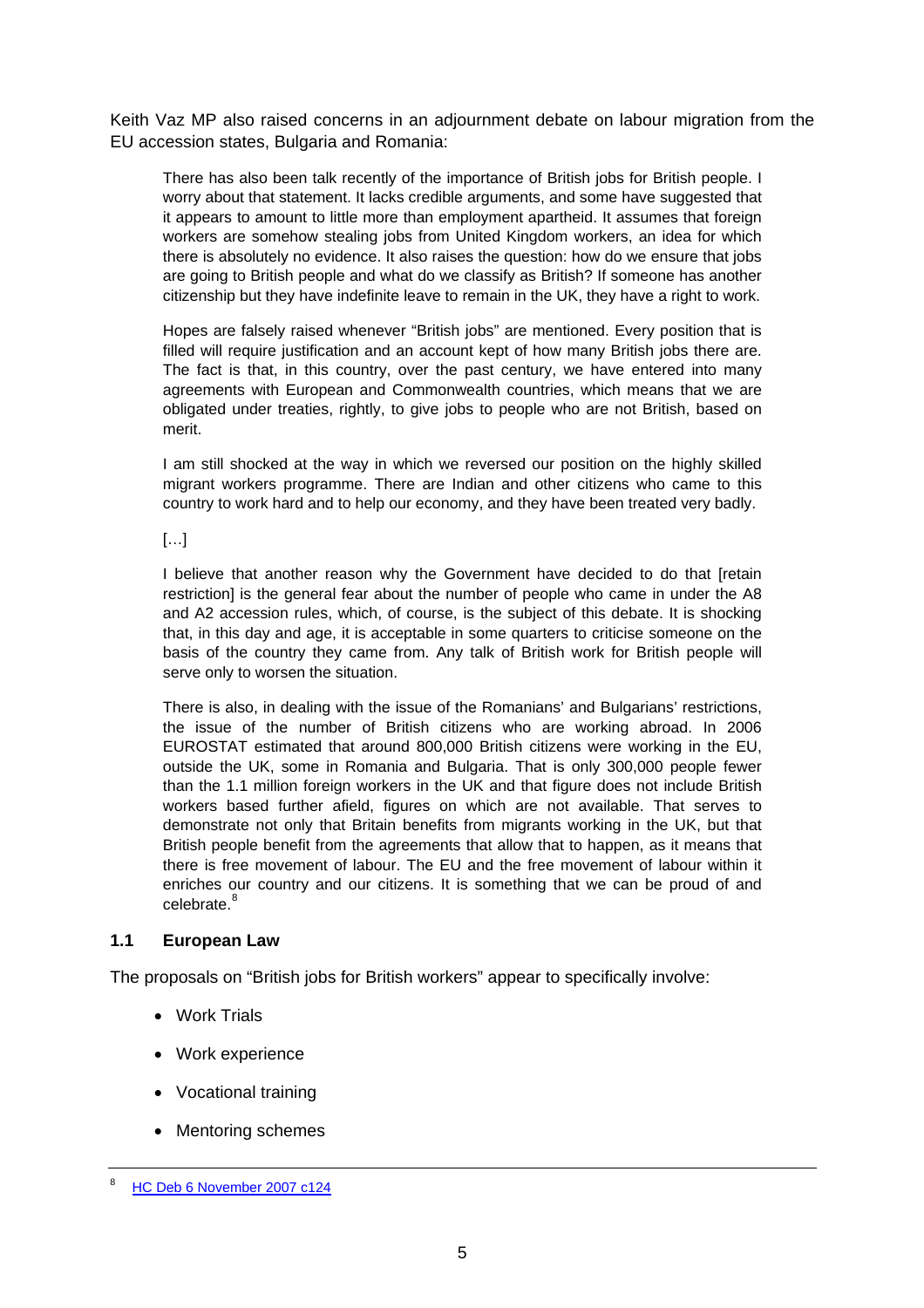Keith Vaz MP also raised concerns in an adjournment debate on labour migration from the EU accession states, Bulgaria and Romania:

> There has also been talk recently of the importance of British jobs for British people. I worry about that statement. It lacks credible arguments, and some have suggested that it appears to amount to little more than employment apartheid. It assumes that foreign workers are somehow stealing jobs from United Kingdom workers, an idea for which there is absolutely no evidence. It also raises the question: how do we ensure that jobs are going to British people and what do we classify as British? If someone has another citizenship but they have indefinite leave to remain in the UK, they have a right to work.
>
> Hopes are falsely raised whenever "British jobs" are mentioned. Every position that is filled will require justification and an account kept of how many British jobs there are. The fact is that, in this country, over the past century, we have entered into many agreements with European and Commonwealth countries, which means that we are obligated under treaties, rightly, to give jobs to people who are not British, based on merit.
>
> I am still shocked at the way in which we reversed our position on the highly skilled migrant workers programme. There are Indian and other citizens who came to this country to work hard and to help our economy, and they have been treated very badly.
>
> […]
>
> I believe that another reason why the Government have decided to do that [retain restriction] is the general fear about the number of people who came in under the A8 and A2 accession rules, which, of course, is the subject of this debate. It is shocking that, in this day and age, it is acceptable in some quarters to criticise someone on the basis of the country they came from. Any talk of British work for British people will serve only to worsen the situation.
>
> There is also, in dealing with the issue of the Romanians' and Bulgarians' restrictions, the issue of the number of British citizens who are working abroad. In 2006 EUROSTAT estimated that around 800,000 British citizens were working in the EU, outside the UK, some in Romania and Bulgaria. That is only 300,000 people fewer than the 1.1 million foreign workers in the UK and that figure does not include British workers based further afield, figures on which are not available. That serves to demonstrate not only that Britain benefits from migrants working in the UK, but that British people benefit from the agreements that allow that to happen, as it means that there is free movement of labour. The EU and the free movement of labour within it enriches our country and our citizens. It is something that we can be proud of and celebrate.[8]

### 1.1 European Law

The proposals on "British jobs for British workers" appear to specifically involve:

- Work Trials
- Work experience
- Vocational training
- Mentoring schemes

---

[8] HC Deb 6 November 2007 c124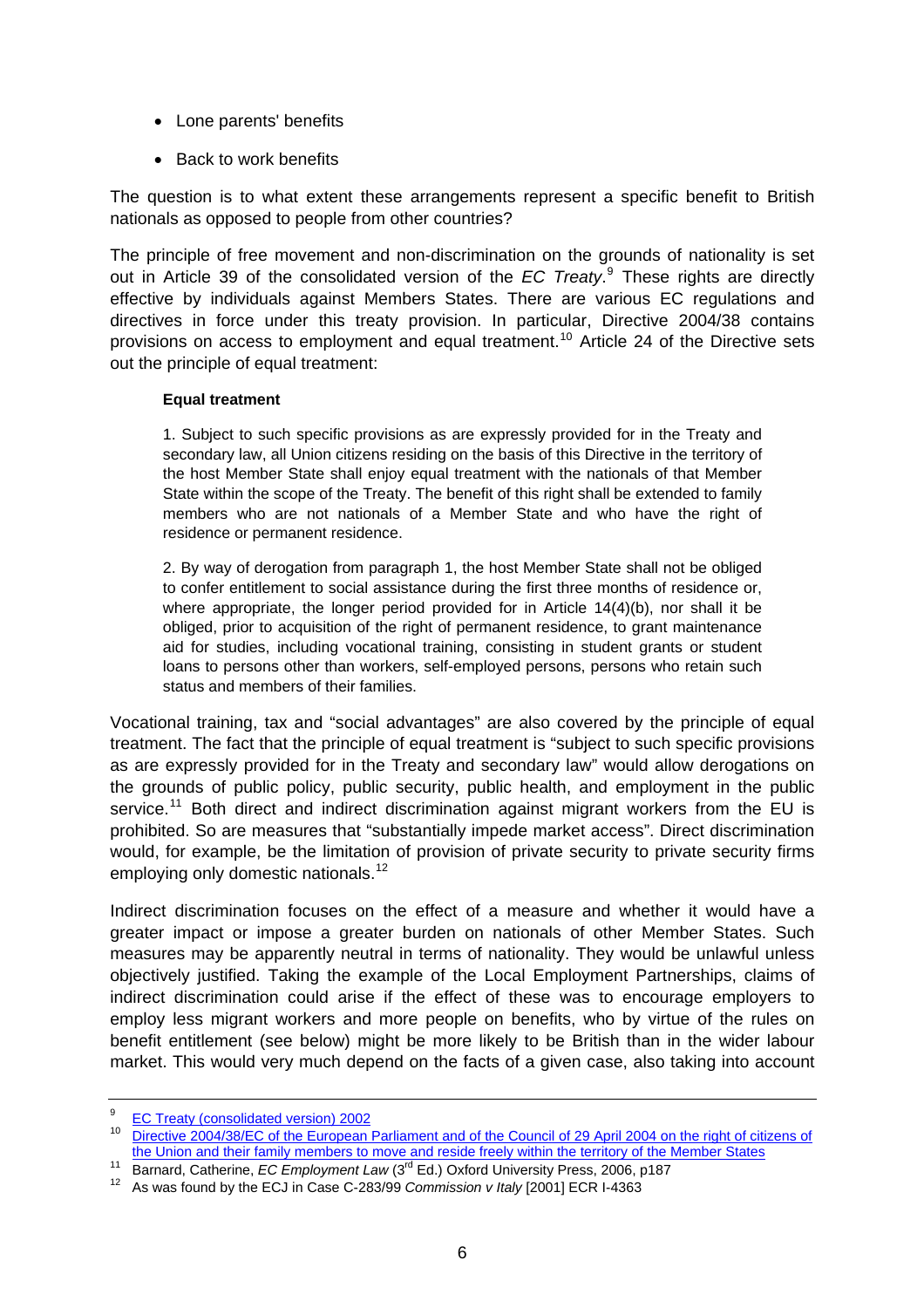- Lone parents' benefits
- Back to work benefits

The question is to what extent these arrangements represent a specific benefit to British nationals as opposed to people from other countries?

The principle of free movement and non-discrimination on the grounds of nationality is set out in Article 39 of the consolidated version of the *EC Treaty*.[9] These rights are directly effective by individuals against Members States. There are various EC regulations and directives in force under this treaty provision. In particular, Directive 2004/38 contains provisions on access to employment and equal treatment.[10] Article 24 of the Directive sets out the principle of equal treatment:

> **Equal treatment**
>
> 1. Subject to such specific provisions as are expressly provided for in the Treaty and secondary law, all Union citizens residing on the basis of this Directive in the territory of the host Member State shall enjoy equal treatment with the nationals of that Member State within the scope of the Treaty. The benefit of this right shall be extended to family members who are not nationals of a Member State and who have the right of residence or permanent residence.
>
> 2. By way of derogation from paragraph 1, the host Member State shall not be obliged to confer entitlement to social assistance during the first three months of residence or, where appropriate, the longer period provided for in Article 14(4)(b), nor shall it be obliged, prior to acquisition of the right of permanent residence, to grant maintenance aid for studies, including vocational training, consisting in student grants or student loans to persons other than workers, self-employed persons, persons who retain such status and members of their families.

Vocational training, tax and "social advantages" are also covered by the principle of equal treatment. The fact that the principle of equal treatment is "subject to such specific provisions as are expressly provided for in the Treaty and secondary law" would allow derogations on the grounds of public policy, public security, public health, and employment in the public service.[11] Both direct and indirect discrimination against migrant workers from the EU is prohibited. So are measures that "substantially impede market access". Direct discrimination would, for example, be the limitation of provision of private security to private security firms employing only domestic nationals.[12]

Indirect discrimination focuses on the effect of a measure and whether it would have a greater impact or impose a greater burden on nationals of other Member States. Such measures may be apparently neutral in terms of nationality. They would be unlawful unless objectively justified. Taking the example of the Local Employment Partnerships, claims of indirect discrimination could arise if the effect of these was to encourage employers to employ less migrant workers and more people on benefits, who by virtue of the rules on benefit entitlement (see below) might be more likely to be British than in the wider labour market. This would very much depend on the facts of a given case, also taking into account

---

[9] EC Treaty (consolidated version) 2002

[10] Directive 2004/38/EC of the European Parliament and of the Council of 29 April 2004 on the right of citizens of the Union and their family members to move and reside freely within the territory of the Member States

[11] Barnard, Catherine, *EC Employment Law* (3rd Ed.) Oxford University Press, 2006, p187

[12] As was found by the ECJ in Case C-283/99 *Commission v Italy* [2001] ECR I-4363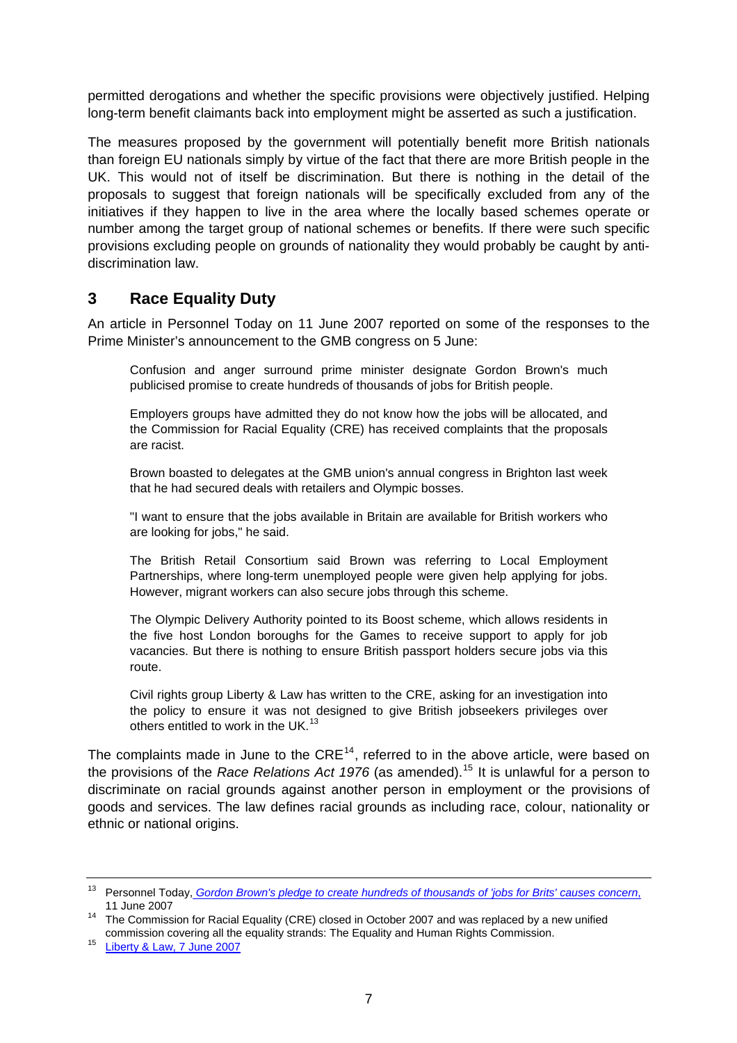permitted derogations and whether the specific provisions were objectively justified. Helping long-term benefit claimants back into employment might be asserted as such a justification.

The measures proposed by the government will potentially benefit more British nationals than foreign EU nationals simply by virtue of the fact that there are more British people in the UK. This would not of itself be discrimination. But there is nothing in the detail of the proposals to suggest that foreign nationals will be specifically excluded from any of the initiatives if they happen to live in the area where the locally based schemes operate or number among the target group of national schemes or benefits. If there were such specific provisions excluding people on grounds of nationality they would probably be caught by anti-discrimination law.

## 3 Race Equality Duty

An article in Personnel Today on 11 June 2007 reported on some of the responses to the Prime Minister's announcement to the GMB congress on 5 June:

> Confusion and anger surround prime minister designate Gordon Brown's much publicised promise to create hundreds of thousands of jobs for British people.
>
> Employers groups have admitted they do not know how the jobs will be allocated, and the Commission for Racial Equality (CRE) has received complaints that the proposals are racist.
>
> Brown boasted to delegates at the GMB union's annual congress in Brighton last week that he had secured deals with retailers and Olympic bosses.
>
> "I want to ensure that the jobs available in Britain are available for British workers who are looking for jobs," he said.
>
> The British Retail Consortium said Brown was referring to Local Employment Partnerships, where long-term unemployed people were given help applying for jobs. However, migrant workers can also secure jobs through this scheme.
>
> The Olympic Delivery Authority pointed to its Boost scheme, which allows residents in the five host London boroughs for the Games to receive support to apply for job vacancies. But there is nothing to ensure British passport holders secure jobs via this route.
>
> Civil rights group Liberty & Law has written to the CRE, asking for an investigation into the policy to ensure it was not designed to give British jobseekers privileges over others entitled to work in the UK.[13]

The complaints made in June to the CRE[14], referred to in the above article, were based on the provisions of the *Race Relations Act 1976* (as amended).[15] It is unlawful for a person to discriminate on racial grounds against another person in employment or the provisions of goods and services. The law defines racial grounds as including race, colour, nationality or ethnic or national origins.

---

[13] Personnel Today, *Gordon Brown's pledge to create hundreds of thousands of 'jobs for Brits' causes concern*, 11 June 2007

[14] The Commission for Racial Equality (CRE) closed in October 2007 and was replaced by a new unified commission covering all the equality strands: The Equality and Human Rights Commission.

[15] Liberty & Law, 7 June 2007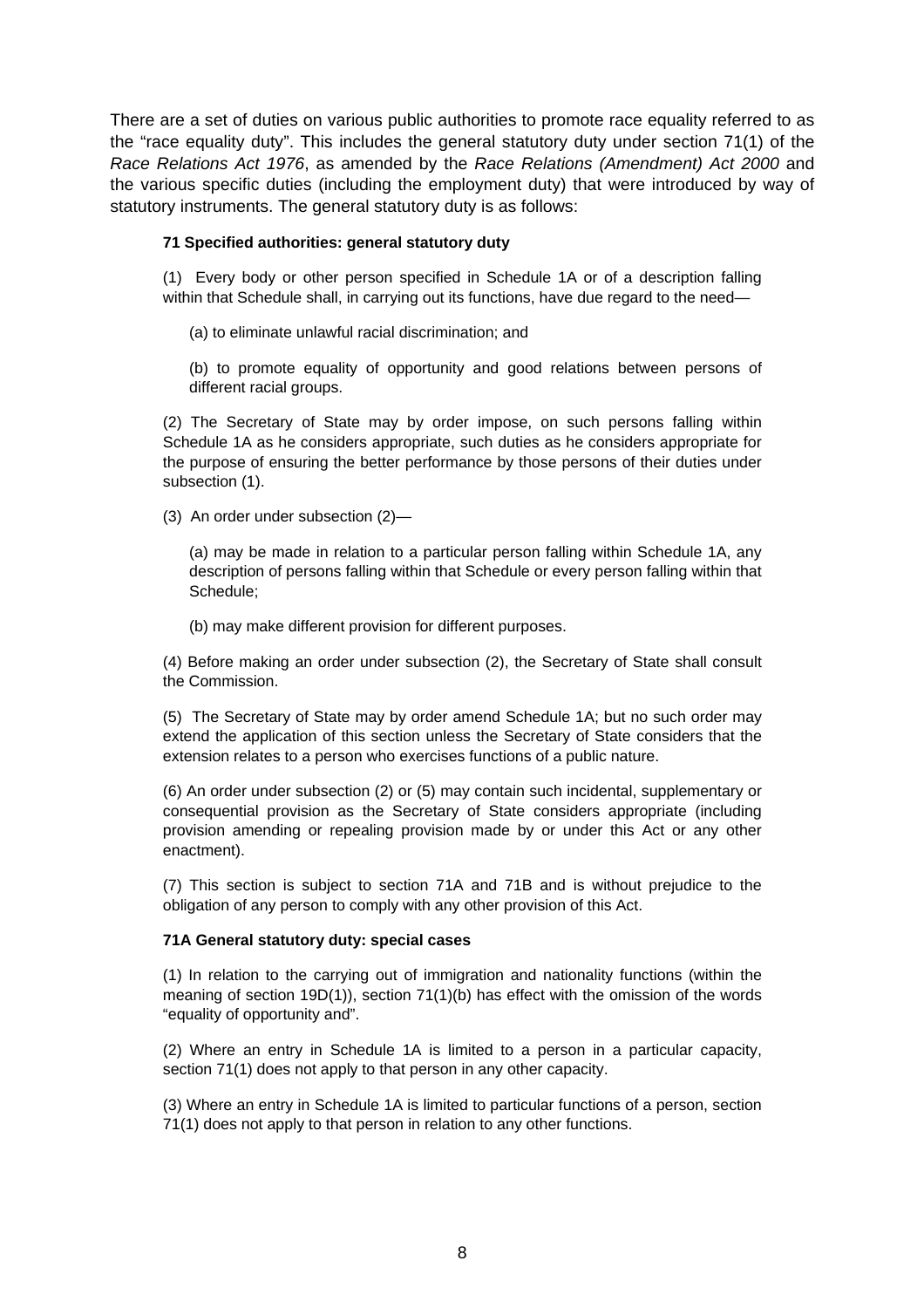There are a set of duties on various public authorities to promote race equality referred to as the "race equality duty". This includes the general statutory duty under section 71(1) of the *Race Relations Act 1976*, as amended by the *Race Relations (Amendment) Act 2000* and the various specific duties (including the employment duty) that were introduced by way of statutory instruments. The general statutory duty is as follows:

> **71 Specified authorities: general statutory duty**
>
> (1) Every body or other person specified in Schedule 1A or of a description falling within that Schedule shall, in carrying out its functions, have due regard to the need—
>
> (a) to eliminate unlawful racial discrimination; and
>
> (b) to promote equality of opportunity and good relations between persons of different racial groups.
>
> (2) The Secretary of State may by order impose, on such persons falling within Schedule 1A as he considers appropriate, such duties as he considers appropriate for the purpose of ensuring the better performance by those persons of their duties under subsection (1).
>
> (3) An order under subsection (2)—
>
> (a) may be made in relation to a particular person falling within Schedule 1A, any description of persons falling within that Schedule or every person falling within that Schedule;
>
> (b) may make different provision for different purposes.
>
> (4) Before making an order under subsection (2), the Secretary of State shall consult the Commission.
>
> (5) The Secretary of State may by order amend Schedule 1A; but no such order may extend the application of this section unless the Secretary of State considers that the extension relates to a person who exercises functions of a public nature.
>
> (6) An order under subsection (2) or (5) may contain such incidental, supplementary or consequential provision as the Secretary of State considers appropriate (including provision amending or repealing provision made by or under this Act or any other enactment).
>
> (7) This section is subject to section 71A and 71B and is without prejudice to the obligation of any person to comply with any other provision of this Act.
>
> **71A General statutory duty: special cases**
>
> (1) In relation to the carrying out of immigration and nationality functions (within the meaning of section 19D(1)), section 71(1)(b) has effect with the omission of the words "equality of opportunity and".
>
> (2) Where an entry in Schedule 1A is limited to a person in a particular capacity, section 71(1) does not apply to that person in any other capacity.
>
> (3) Where an entry in Schedule 1A is limited to particular functions of a person, section 71(1) does not apply to that person in relation to any other functions.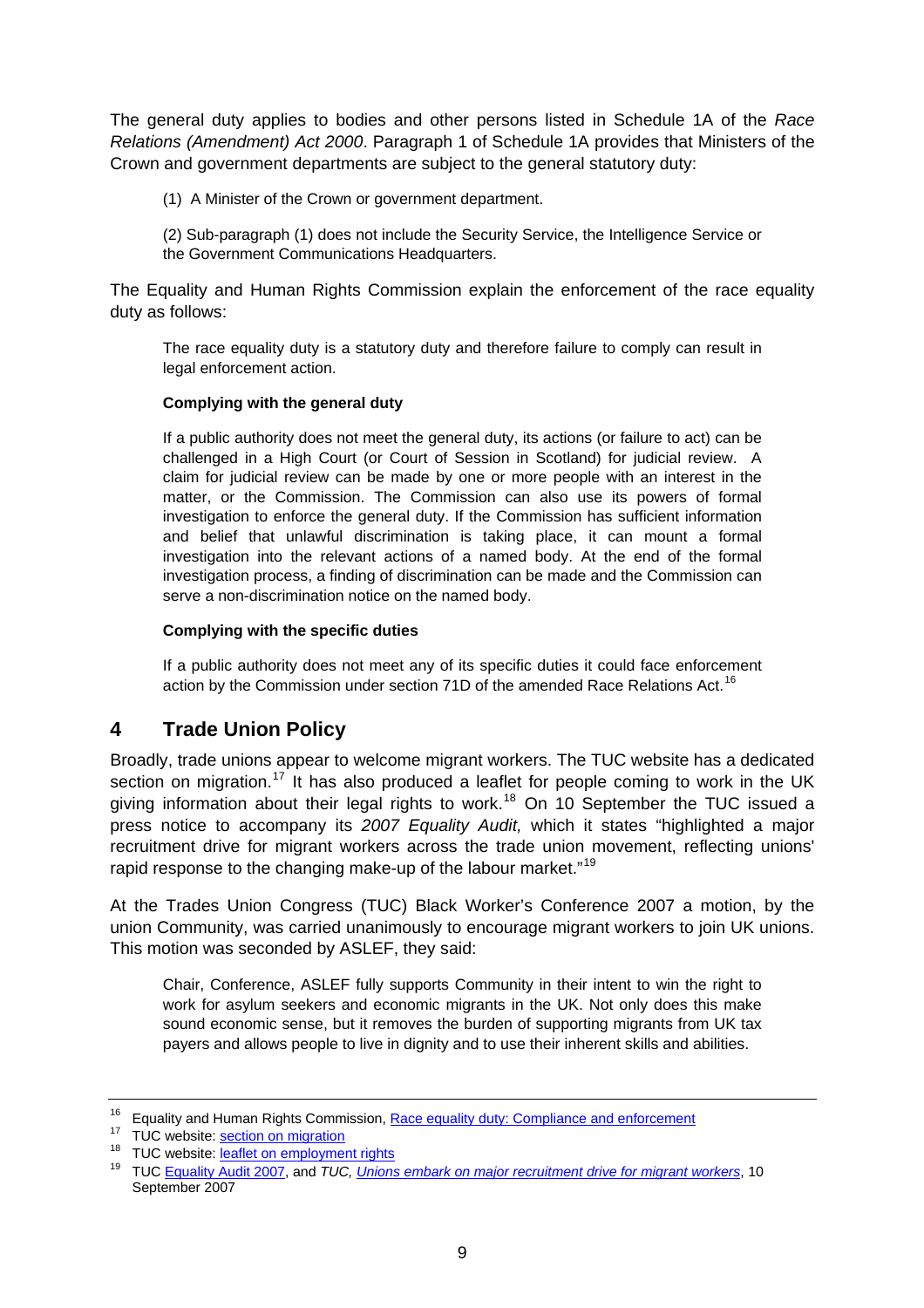The general duty applies to bodies and other persons listed in Schedule 1A of the *Race Relations (Amendment) Act 2000*. Paragraph 1 of Schedule 1A provides that Ministers of the Crown and government departments are subject to the general statutory duty:

> (1) A Minister of the Crown or government department.
>
> (2) Sub-paragraph (1) does not include the Security Service, the Intelligence Service or the Government Communications Headquarters.

The Equality and Human Rights Commission explain the enforcement of the race equality duty as follows:

> The race equality duty is a statutory duty and therefore failure to comply can result in legal enforcement action.
>
> **Complying with the general duty**
>
> If a public authority does not meet the general duty, its actions (or failure to act) can be challenged in a High Court (or Court of Session in Scotland) for judicial review. A claim for judicial review can be made by one or more people with an interest in the matter, or the Commission. The Commission can also use its powers of formal investigation to enforce the general duty. If the Commission has sufficient information and belief that unlawful discrimination is taking place, it can mount a formal investigation into the relevant actions of a named body. At the end of the formal investigation process, a finding of discrimination can be made and the Commission can serve a non-discrimination notice on the named body.
>
> **Complying with the specific duties**
>
> If a public authority does not meet any of its specific duties it could face enforcement action by the Commission under section 71D of the amended Race Relations Act.[16]

## 4 Trade Union Policy

Broadly, trade unions appear to welcome migrant workers. The TUC website has a dedicated section on migration.[17] It has also produced a leaflet for people coming to work in the UK giving information about their legal rights to work.[18] On 10 September the TUC issued a press notice to accompany its *2007 Equality Audit,* which it states "highlighted a major recruitment drive for migrant workers across the trade union movement, reflecting unions' rapid response to the changing make-up of the labour market."[19]

At the Trades Union Congress (TUC) Black Worker's Conference 2007 a motion, by the union Community, was carried unanimously to encourage migrant workers to join UK unions. This motion was seconded by ASLEF, they said:

> Chair, Conference, ASLEF fully supports Community in their intent to win the right to work for asylum seekers and economic migrants in the UK. Not only does this make sound economic sense, but it removes the burden of supporting migrants from UK tax payers and allows people to live in dignity and to use their inherent skills and abilities.

---

[16] Equality and Human Rights Commission, Race equality duty: Compliance and enforcement

[17] TUC website: section on migration

[18] TUC website: leaflet on employment rights

[19] TUC Equality Audit 2007, and *TUC, Unions embark on major recruitment drive for migrant workers*, 10 September 2007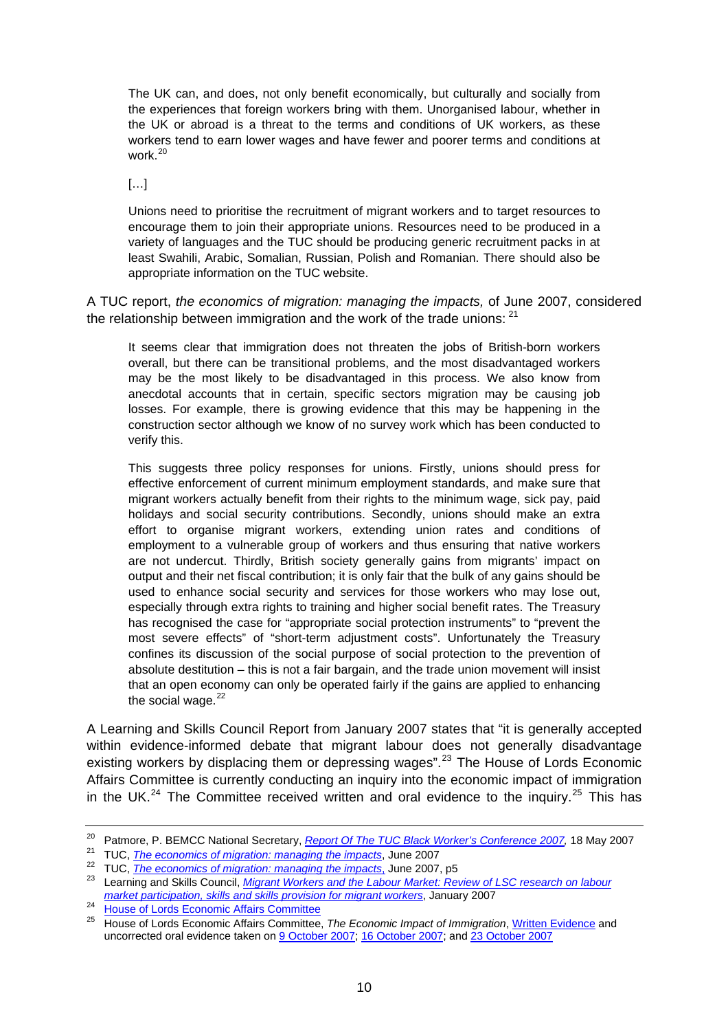> The UK can, and does, not only benefit economically, but culturally and socially from the experiences that foreign workers bring with them. Unorganised labour, whether in the UK or abroad is a threat to the terms and conditions of UK workers, as these workers tend to earn lower wages and have fewer and poorer terms and conditions at work.[20]
>
> […]
>
> Unions need to prioritise the recruitment of migrant workers and to target resources to encourage them to join their appropriate unions. Resources need to be produced in a variety of languages and the TUC should be producing generic recruitment packs in at least Swahili, Arabic, Somalian, Russian, Polish and Romanian. There should also be appropriate information on the TUC website.

A TUC report, *the economics of migration: managing the impacts,* of June 2007, considered the relationship between immigration and the work of the trade unions: [21]

> It seems clear that immigration does not threaten the jobs of British-born workers overall, but there can be transitional problems, and the most disadvantaged workers may be the most likely to be disadvantaged in this process. We also know from anecdotal accounts that in certain, specific sectors migration may be causing job losses. For example, there is growing evidence that this may be happening in the construction sector although we know of no survey work which has been conducted to verify this.
>
> This suggests three policy responses for unions. Firstly, unions should press for effective enforcement of current minimum employment standards, and make sure that migrant workers actually benefit from their rights to the minimum wage, sick pay, paid holidays and social security contributions. Secondly, unions should make an extra effort to organise migrant workers, extending union rates and conditions of employment to a vulnerable group of workers and thus ensuring that native workers are not undercut. Thirdly, British society generally gains from migrants' impact on output and their net fiscal contribution; it is only fair that the bulk of any gains should be used to enhance social security and services for those workers who may lose out, especially through extra rights to training and higher social benefit rates. The Treasury has recognised the case for "appropriate social protection instruments" to "prevent the most severe effects" of "short-term adjustment costs". Unfortunately the Treasury confines its discussion of the social purpose of social protection to the prevention of absolute destitution – this is not a fair bargain, and the trade union movement will insist that an open economy can only be operated fairly if the gains are applied to enhancing the social wage.[22]

A Learning and Skills Council Report from January 2007 states that "it is generally accepted within evidence-informed debate that migrant labour does not generally disadvantage existing workers by displacing them or depressing wages".[23] The House of Lords Economic Affairs Committee is currently conducting an inquiry into the economic impact of immigration in the UK.[24] The Committee received written and oral evidence to the inquiry.[25] This has

---

[20] Patmore, P. BEMCC National Secretary, *Report Of The TUC Black Worker's Conference 2007,* 18 May 2007

[21] TUC, *The economics of migration: managing the impacts*, June 2007

[22] TUC, *The economics of migration: managing the impacts*, June 2007, p5

[23] Learning and Skills Council, *Migrant Workers and the Labour Market: Review of LSC research on labour market participation, skills and skills provision for migrant workers*, January 2007

[24] House of Lords Economic Affairs Committee

[25] House of Lords Economic Affairs Committee, *The Economic Impact of Immigration*, Written Evidence and uncorrected oral evidence taken on 9 October 2007; 16 October 2007; and 23 October 2007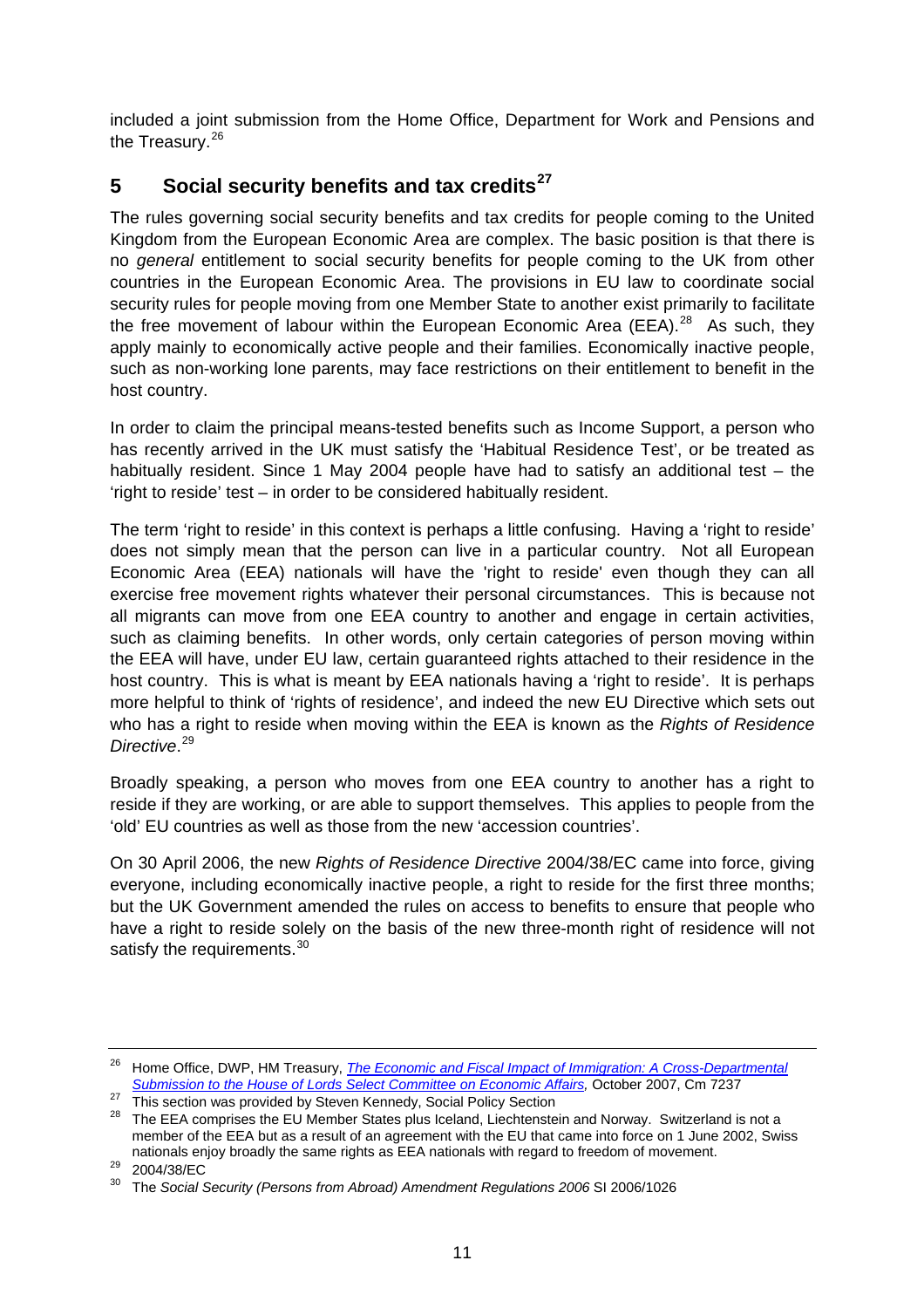included a joint submission from the Home Office, Department for Work and Pensions and the Treasury.[26]

## 5 Social security benefits and tax credits[27]

The rules governing social security benefits and tax credits for people coming to the United Kingdom from the European Economic Area are complex. The basic position is that there is no *general* entitlement to social security benefits for people coming to the UK from other countries in the European Economic Area. The provisions in EU law to coordinate social security rules for people moving from one Member State to another exist primarily to facilitate the free movement of labour within the European Economic Area (EEA).[28] As such, they apply mainly to economically active people and their families. Economically inactive people, such as non-working lone parents, may face restrictions on their entitlement to benefit in the host country.

In order to claim the principal means-tested benefits such as Income Support, a person who has recently arrived in the UK must satisfy the 'Habitual Residence Test', or be treated as habitually resident. Since 1 May 2004 people have had to satisfy an additional test – the 'right to reside' test – in order to be considered habitually resident.

The term 'right to reside' in this context is perhaps a little confusing. Having a 'right to reside' does not simply mean that the person can live in a particular country. Not all European Economic Area (EEA) nationals will have the 'right to reside' even though they can all exercise free movement rights whatever their personal circumstances. This is because not all migrants can move from one EEA country to another and engage in certain activities, such as claiming benefits. In other words, only certain categories of person moving within the EEA will have, under EU law, certain guaranteed rights attached to their residence in the host country. This is what is meant by EEA nationals having a 'right to reside'. It is perhaps more helpful to think of 'rights of residence', and indeed the new EU Directive which sets out who has a right to reside when moving within the EEA is known as the *Rights of Residence Directive*.[29]

Broadly speaking, a person who moves from one EEA country to another has a right to reside if they are working, or are able to support themselves. This applies to people from the 'old' EU countries as well as those from the new 'accession countries'.

On 30 April 2006, the new *Rights of Residence Directive* 2004/38/EC came into force, giving everyone, including economically inactive people, a right to reside for the first three months; but the UK Government amended the rules on access to benefits to ensure that people who have a right to reside solely on the basis of the new three-month right of residence will not satisfy the requirements.[30]

---

[26] Home Office, DWP, HM Treasury, *The Economic and Fiscal Impact of Immigration: A Cross-Departmental Submission to the House of Lords Select Committee on Economic Affairs,* October 2007, Cm 7237

[27] This section was provided by Steven Kennedy, Social Policy Section

[28] The EEA comprises the EU Member States plus Iceland, Liechtenstein and Norway. Switzerland is not a member of the EEA but as a result of an agreement with the EU that came into force on 1 June 2002, Swiss nationals enjoy broadly the same rights as EEA nationals with regard to freedom of movement.

[29] 2004/38/EC

[30] The *Social Security (Persons from Abroad) Amendment Regulations 2006* SI 2006/1026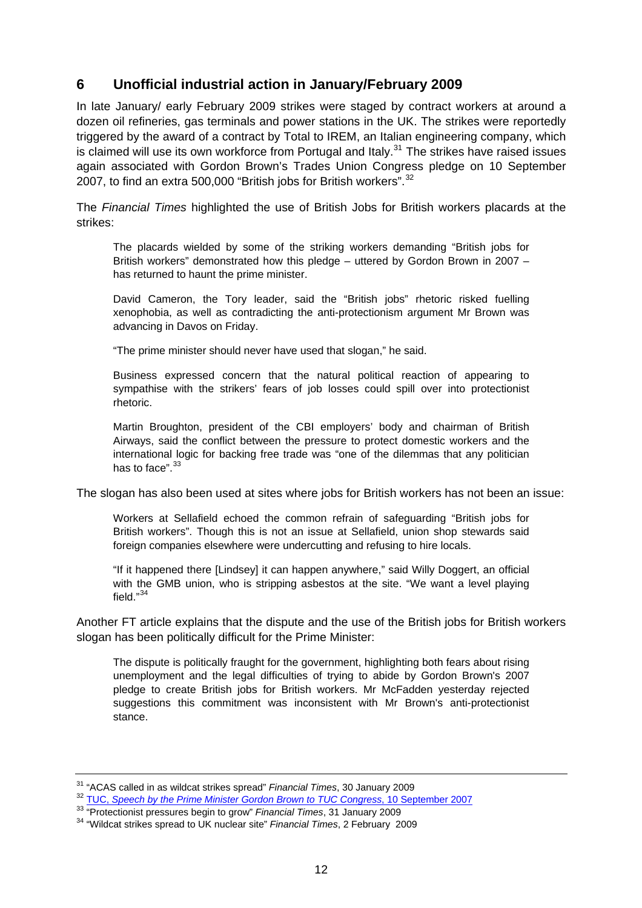## 6 Unofficial industrial action in January/February 2009

In late January/ early February 2009 strikes were staged by contract workers at around a dozen oil refineries, gas terminals and power stations in the UK. The strikes were reportedly triggered by the award of a contract by Total to IREM, an Italian engineering company, which is claimed will use its own workforce from Portugal and Italy.[31] The strikes have raised issues again associated with Gordon Brown's Trades Union Congress pledge on 10 September 2007, to find an extra 500,000 "British jobs for British workers".[32]

The *Financial Times* highlighted the use of British Jobs for British workers placards at the strikes:

> The placards wielded by some of the striking workers demanding "British jobs for British workers" demonstrated how this pledge – uttered by Gordon Brown in 2007 – has returned to haunt the prime minister.
>
> David Cameron, the Tory leader, said the "British jobs" rhetoric risked fuelling xenophobia, as well as contradicting the anti-protectionism argument Mr Brown was advancing in Davos on Friday.
>
> "The prime minister should never have used that slogan," he said.
>
> Business expressed concern that the natural political reaction of appearing to sympathise with the strikers' fears of job losses could spill over into protectionist rhetoric.
>
> Martin Broughton, president of the CBI employers' body and chairman of British Airways, said the conflict between the pressure to protect domestic workers and the international logic for backing free trade was "one of the dilemmas that any politician has to face".[33]

The slogan has also been used at sites where jobs for British workers has not been an issue:

> Workers at Sellafield echoed the common refrain of safeguarding "British jobs for British workers". Though this is not an issue at Sellafield, union shop stewards said foreign companies elsewhere were undercutting and refusing to hire locals.
>
> "If it happened there [Lindsey] it can happen anywhere," said Willy Doggert, an official with the GMB union, who is stripping asbestos at the site. "We want a level playing field."[34]

Another FT article explains that the dispute and the use of the British jobs for British workers slogan has been politically difficult for the Prime Minister:

> The dispute is politically fraught for the government, highlighting both fears about rising unemployment and the legal difficulties of trying to abide by Gordon Brown's 2007 pledge to create British jobs for British workers. Mr McFadden yesterday rejected suggestions this commitment was inconsistent with Mr Brown's anti-protectionist stance.

---

[31] "ACAS called in as wildcat strikes spread" *Financial Times*, 30 January 2009

[32] TUC, *Speech by the Prime Minister Gordon Brown to TUC Congress*, 10 September 2007

[33] "Protectionist pressures begin to grow" *Financial Times*, 31 January 2009

[34] "Wildcat strikes spread to UK nuclear site" *Financial Times*, 2 February 2009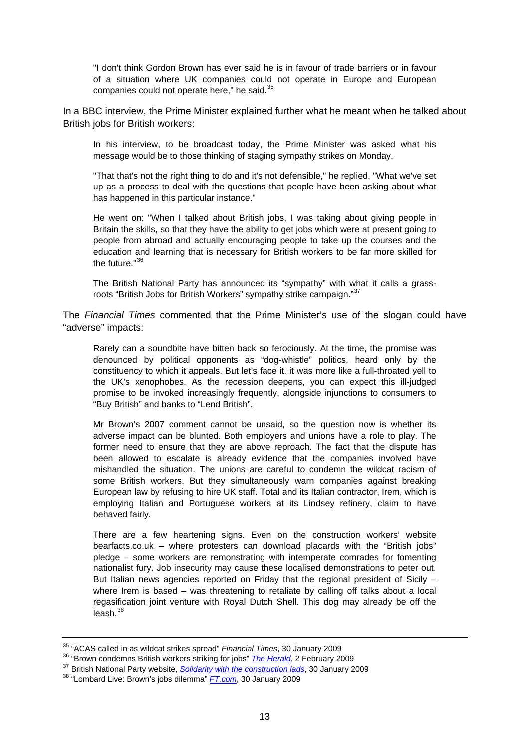> "I don't think Gordon Brown has ever said he is in favour of trade barriers or in favour of a situation where UK companies could not operate in Europe and European companies could not operate here," he said.[35]

In a BBC interview, the Prime Minister explained further what he meant when he talked about British jobs for British workers:

> In his interview, to be broadcast today, the Prime Minister was asked what his message would be to those thinking of staging sympathy strikes on Monday.
>
> "That that's not the right thing to do and it's not defensible," he replied. "What we've set up as a process to deal with the questions that people have been asking about what has happened in this particular instance."
>
> He went on: "When I talked about British jobs, I was taking about giving people in Britain the skills, so that they have the ability to get jobs which were at present going to people from abroad and actually encouraging people to take up the courses and the education and learning that is necessary for British workers to be far more skilled for the future."[36]
>
> The British National Party has announced its "sympathy" with what it calls a grass-roots "British Jobs for British Workers" sympathy strike campaign."[37]

The *Financial Times* commented that the Prime Minister's use of the slogan could have "adverse" impacts:

> Rarely can a soundbite have bitten back so ferociously. At the time, the promise was denounced by political opponents as "dog-whistle" politics, heard only by the constituency to which it appeals. But let's face it, it was more like a full-throated yell to the UK's xenophobes. As the recession deepens, you can expect this ill-judged promise to be invoked increasingly frequently, alongside injunctions to consumers to "Buy British" and banks to "Lend British".
>
> Mr Brown's 2007 comment cannot be unsaid, so the question now is whether its adverse impact can be blunted. Both employers and unions have a role to play. The former need to ensure that they are above reproach. The fact that the dispute has been allowed to escalate is already evidence that the companies involved have mishandled the situation. The unions are careful to condemn the wildcat racism of some British workers. But they simultaneously warn companies against breaking European law by refusing to hire UK staff. Total and its Italian contractor, Irem, which is employing Italian and Portuguese workers at its Lindsey refinery, claim to have behaved fairly.
>
> There are a few heartening signs. Even on the construction workers' website bearfacts.co.uk – where protesters can download placards with the "British jobs" pledge – some workers are remonstrating with intemperate comrades for fomenting nationalist fury. Job insecurity may cause these localised demonstrations to peter out. But Italian news agencies reported on Friday that the regional president of Sicily – where Irem is based – was threatening to retaliate by calling off talks about a local regasification joint venture with Royal Dutch Shell. This dog may already be off the leash.[38]

---

[35] "ACAS called in as wildcat strikes spread" *Financial Times*, 30 January 2009

[36] "Brown condemns British workers striking for jobs" *The Herald*, 2 February 2009

[37] British National Party website, *Solidarity with the construction lads*, 30 January 2009

[38] "Lombard Live: Brown's jobs dilemma" *FT.com*, 30 January 2009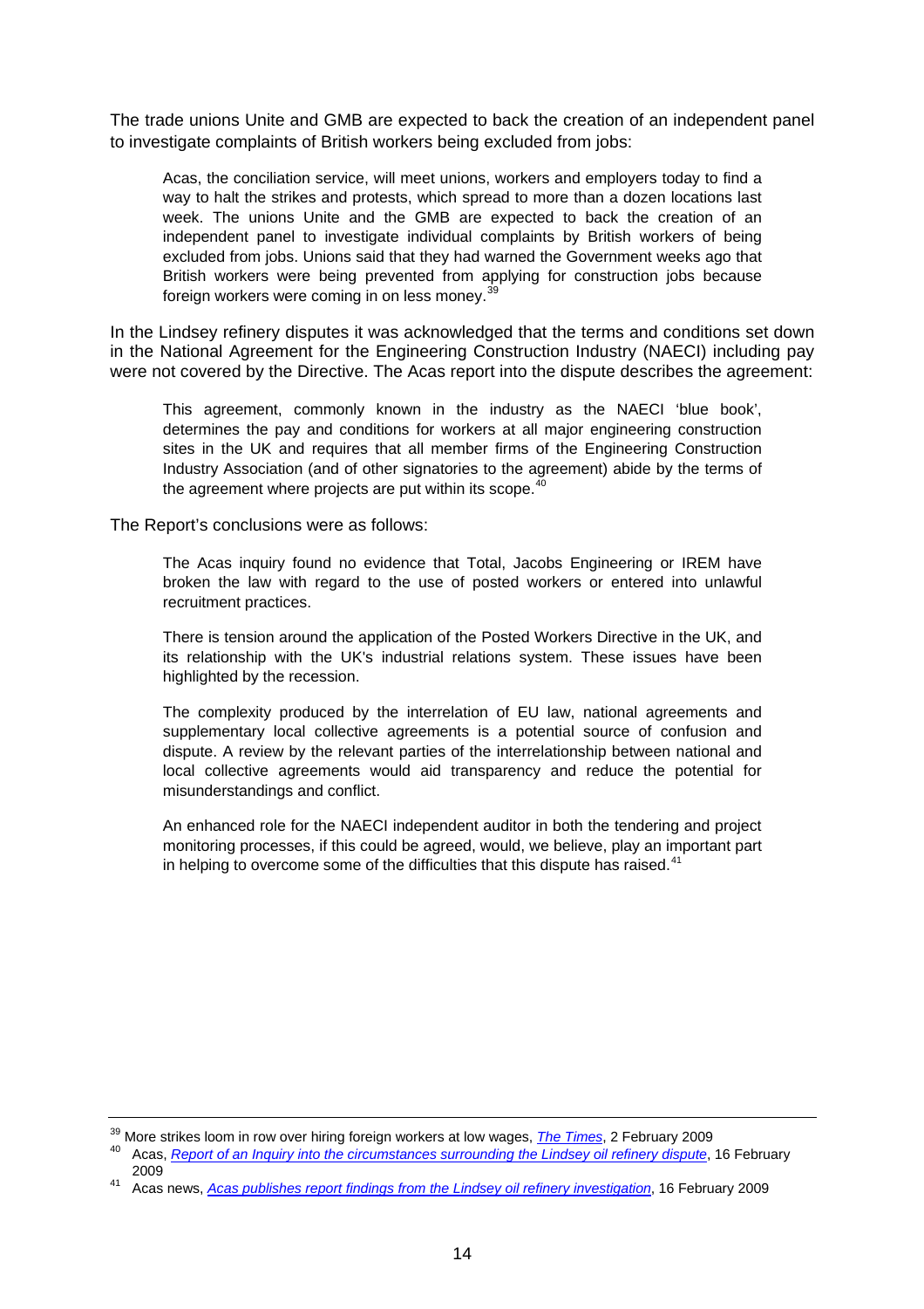The trade unions Unite and GMB are expected to back the creation of an independent panel to investigate complaints of British workers being excluded from jobs:

> Acas, the conciliation service, will meet unions, workers and employers today to find a way to halt the strikes and protests, which spread to more than a dozen locations last week. The unions Unite and the GMB are expected to back the creation of an independent panel to investigate individual complaints by British workers of being excluded from jobs. Unions said that they had warned the Government weeks ago that British workers were being prevented from applying for construction jobs because foreign workers were coming in on less money.[39]

In the Lindsey refinery disputes it was acknowledged that the terms and conditions set down in the National Agreement for the Engineering Construction Industry (NAECI) including pay were not covered by the Directive. The Acas report into the dispute describes the agreement:

> This agreement, commonly known in the industry as the NAECI 'blue book', determines the pay and conditions for workers at all major engineering construction sites in the UK and requires that all member firms of the Engineering Construction Industry Association (and of other signatories to the agreement) abide by the terms of the agreement where projects are put within its scope.[40]

The Report's conclusions were as follows:

> The Acas inquiry found no evidence that Total, Jacobs Engineering or IREM have broken the law with regard to the use of posted workers or entered into unlawful recruitment practices.
>
> There is tension around the application of the Posted Workers Directive in the UK, and its relationship with the UK's industrial relations system. These issues have been highlighted by the recession.
>
> The complexity produced by the interrelation of EU law, national agreements and supplementary local collective agreements is a potential source of confusion and dispute. A review by the relevant parties of the interrelationship between national and local collective agreements would aid transparency and reduce the potential for misunderstandings and conflict.
>
> An enhanced role for the NAECI independent auditor in both the tendering and project monitoring processes, if this could be agreed, would, we believe, play an important part in helping to overcome some of the difficulties that this dispute has raised.[41]

---

[39] More strikes loom in row over hiring foreign workers at low wages, *The Times*, 2 February 2009

[40] Acas, *Report of an Inquiry into the circumstances surrounding the Lindsey oil refinery dispute*, 16 February 2009

[41] Acas news, *Acas publishes report findings from the Lindsey oil refinery investigation*, 16 February 2009